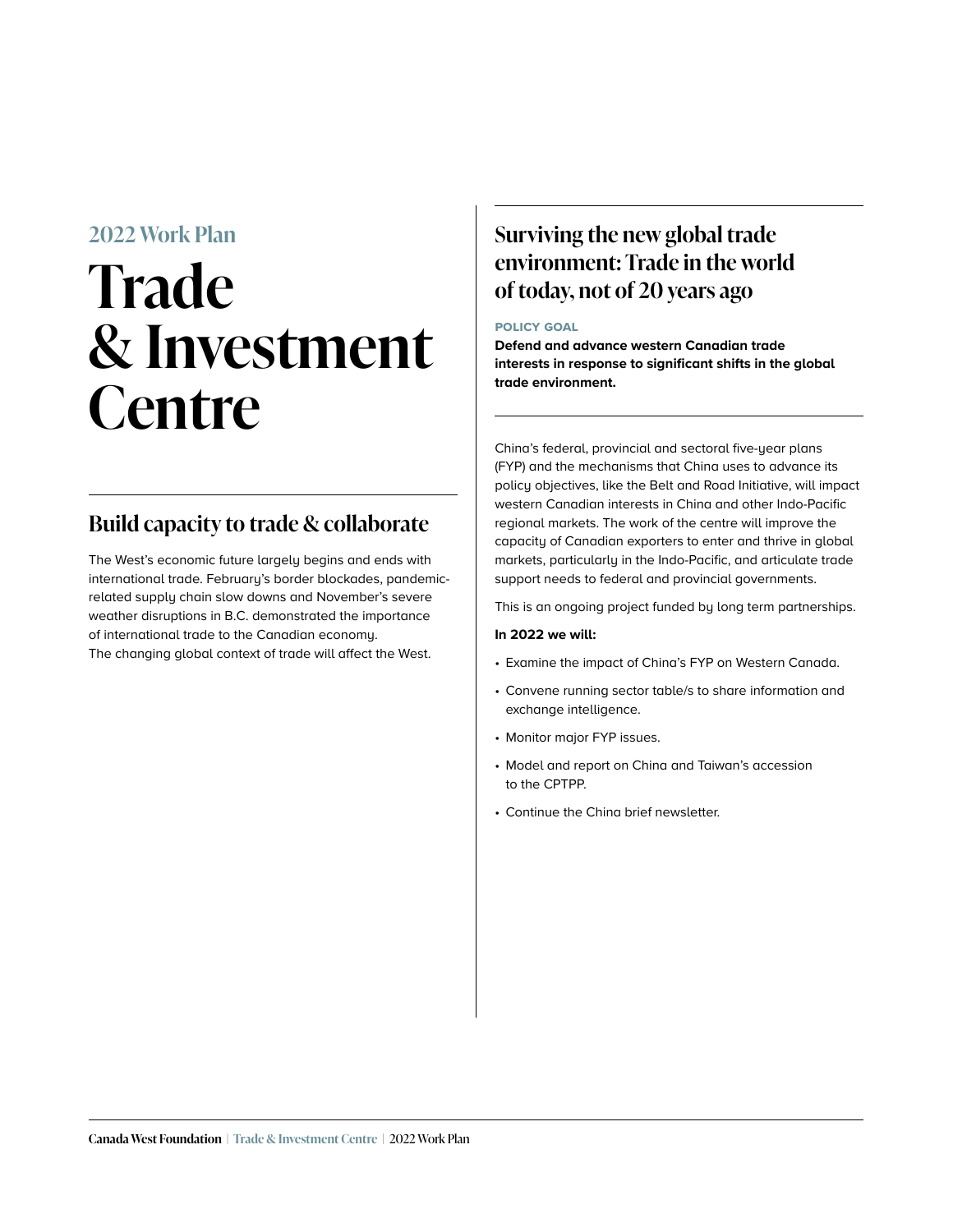2022 Work Plan

# Trade & Investment Centre

## Build capacity to trade & collaborate

The West's economic future largely begins and ends with international trade. February's border blockades, pandemic-related supply chain slow downs and November's severe weather disruptions in B.C. demonstrated the importance of international trade to the Canadian economy. The changing global context of trade will affect the West.

## Surviving the new global trade environment: Trade in the world of today, not of 20 years ago

**POLICY GOAL**

**Defend and advance western Canadian trade interests in response to significant shifts in the global trade environment.**

China's federal, provincial and sectoral five-year plans (FYP) and the mechanisms that China uses to advance its policy objectives, like the Belt and Road Initiative, will impact western Canadian interests in China and other Indo-Pacific regional markets. The work of the centre will improve the capacity of Canadian exporters to enter and thrive in global markets, particularly in the Indo-Pacific, and articulate trade support needs to federal and provincial governments.

This is an ongoing project funded by long term partnerships.

**In 2022 we will:**

- Examine the impact of China's FYP on Western Canada.
- Convene running sector table/s to share information and exchange intelligence.
- Monitor major FYP issues.
- Model and report on China and Taiwan's accession to the CPTPP.
- Continue the China brief newsletter.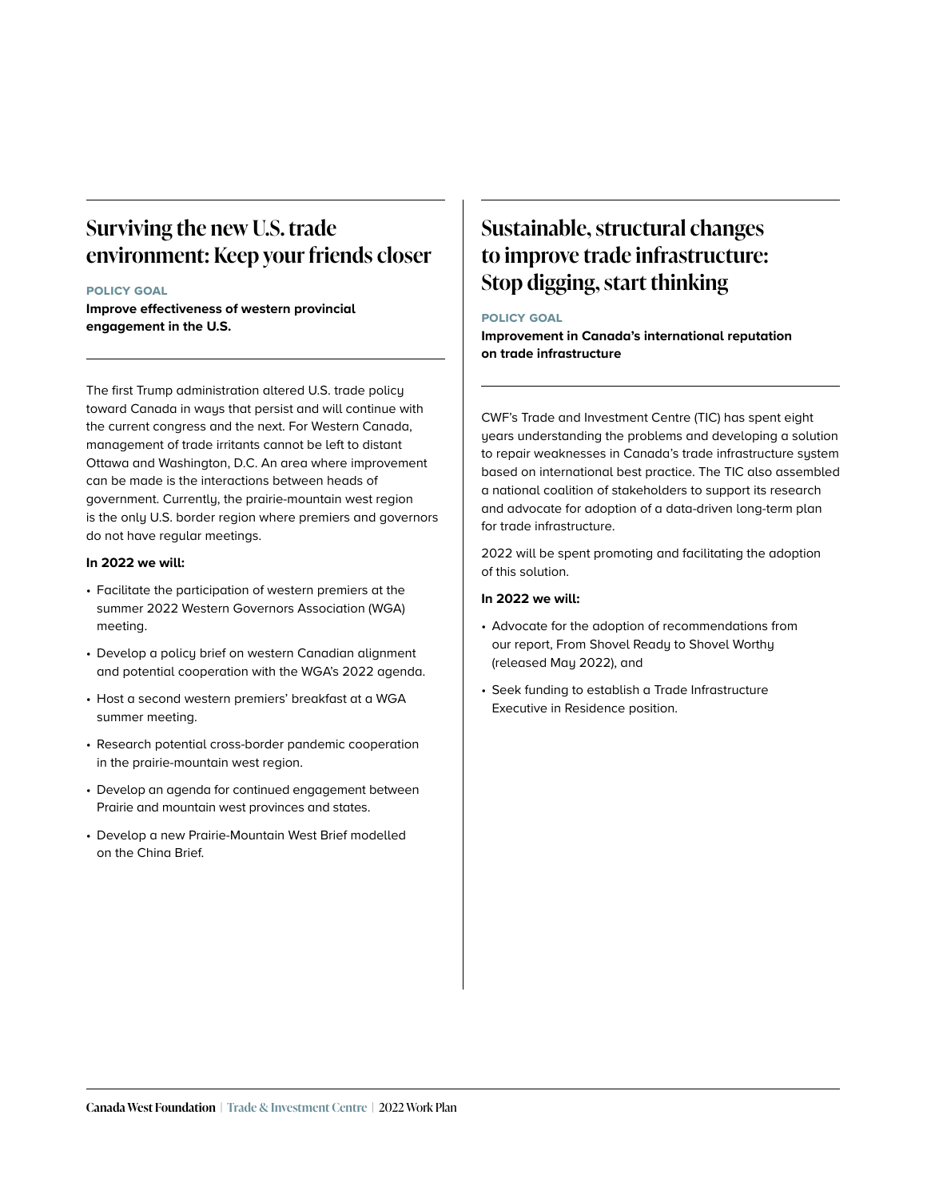## Surviving the new U.S. trade environment: Keep your friends closer

**POLICY GOAL**

**Improve effectiveness of western provincial engagement in the U.S.**

The first Trump administration altered U.S. trade policy toward Canada in ways that persist and will continue with the current congress and the next. For Western Canada, management of trade irritants cannot be left to distant Ottawa and Washington, D.C. An area where improvement can be made is the interactions between heads of government. Currently, the prairie-mountain west region is the only U.S. border region where premiers and governors do not have regular meetings.

**In 2022 we will:**

- Facilitate the participation of western premiers at the summer 2022 Western Governors Association (WGA) meeting.
- Develop a policy brief on western Canadian alignment and potential cooperation with the WGA's 2022 agenda.
- Host a second western premiers' breakfast at a WGA summer meeting.
- Research potential cross-border pandemic cooperation in the prairie-mountain west region.
- Develop an agenda for continued engagement between Prairie and mountain west provinces and states.
- Develop a new Prairie-Mountain West Brief modelled on the China Brief.

## Sustainable, structural changes to improve trade infrastructure: Stop digging, start thinking

**POLICY GOAL**

**Improvement in Canada's international reputation on trade infrastructure**

CWF's Trade and Investment Centre (TIC) has spent eight years understanding the problems and developing a solution to repair weaknesses in Canada's trade infrastructure system based on international best practice. The TIC also assembled a national coalition of stakeholders to support its research and advocate for adoption of a data-driven long-term plan for trade infrastructure.

2022 will be spent promoting and facilitating the adoption of this solution.

**In 2022 we will:**

- Advocate for the adoption of recommendations from our report, From Shovel Ready to Shovel Worthy (released May 2022), and
- Seek funding to establish a Trade Infrastructure Executive in Residence position.